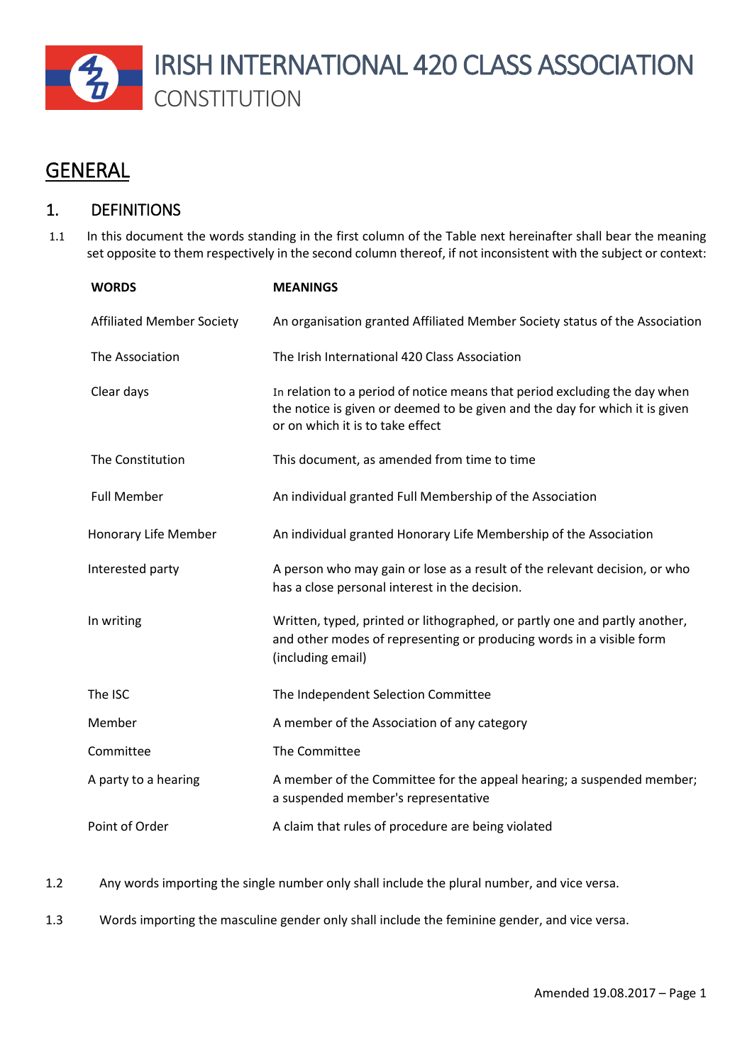# IRISH INTERNATIONAL 420 CLASS ASSOCIATION

CONSTITUTION

## GENERAL

### 1. DEFINITIONS

1.1 In this document the words standing in the first column of the Table next hereinafter shall bear the meaning set opposite to them respectively in the second column thereof, if not inconsistent with the subject or context:

| WORDS | MEANINGS |
|---|---|
| Affiliated Member Society | An organisation granted Affiliated Member Society status of the Association |
| The Association | The Irish International 420 Class Association |
| Clear days | In relation to a period of notice means that period excluding the day when the notice is given or deemed to be given and the day for which it is given or on which it is to take effect |
| The Constitution | This document, as amended from time to time |
| Full Member | An individual granted Full Membership of the Association |
| Honorary Life Member | An individual granted Honorary Life Membership of the Association |
| Interested party | A person who may gain or lose as a result of the relevant decision, or who has a close personal interest in the decision. |
| In writing | Written, typed, printed or lithographed, or partly one and partly another, and other modes of representing or producing words in a visible form (including email) |
| The ISC | The Independent Selection Committee |
| Member | A member of the Association of any category |
| Committee | The Committee |
| A party to a hearing | A member of the Committee for the appeal hearing; a suspended member; a suspended member's representative |
| Point of Order | A claim that rules of procedure are being violated |

1.2 Any words importing the single number only shall include the plural number, and vice versa.

1.3 Words importing the masculine gender only shall include the feminine gender, and vice versa.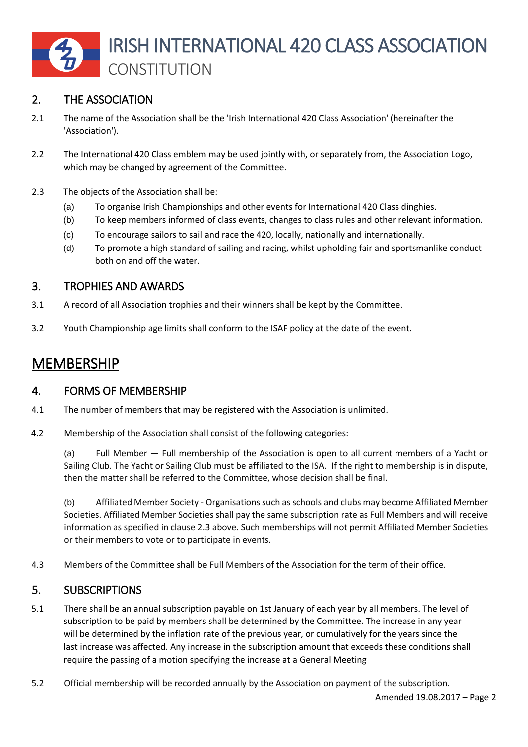## 2. THE ASSOCIATION

2.1 The name of the Association shall be the 'Irish International 420 Class Association' (hereinafter the 'Association').

2.2 The International 420 Class emblem may be used jointly with, or separately from, the Association Logo, which may be changed by agreement of the Committee.

2.3 The objects of the Association shall be:

- (a) To organise Irish Championships and other events for International 420 Class dinghies.
- (b) To keep members informed of class events, changes to class rules and other relevant information.
- (c) To encourage sailors to sail and race the 420, locally, nationally and internationally.
- (d) To promote a high standard of sailing and racing, whilst upholding fair and sportsmanlike conduct both on and off the water.

## 3. TROPHIES AND AWARDS

3.1 A record of all Association trophies and their winners shall be kept by the Committee.

3.2 Youth Championship age limits shall conform to the ISAF policy at the date of the event.

# MEMBERSHIP

## 4. FORMS OF MEMBERSHIP

4.1 The number of members that may be registered with the Association is unlimited.

4.2 Membership of the Association shall consist of the following categories:

(a) Full Member — Full membership of the Association is open to all current members of a Yacht or Sailing Club. The Yacht or Sailing Club must be affiliated to the ISA. If the right to membership is in dispute, then the matter shall be referred to the Committee, whose decision shall be final.

(b) Affiliated Member Society - Organisations such as schools and clubs may become Affiliated Member Societies. Affiliated Member Societies shall pay the same subscription rate as Full Members and will receive information as specified in clause 2.3 above. Such memberships will not permit Affiliated Member Societies or their members to vote or to participate in events.

4.3 Members of the Committee shall be Full Members of the Association for the term of their office.

## 5. SUBSCRIPTIONS

5.1 There shall be an annual subscription payable on 1st January of each year by all members. The level of subscription to be paid by members shall be determined by the Committee. The increase in any year will be determined by the inflation rate of the previous year, or cumulatively for the years since the last increase was affected. Any increase in the subscription amount that exceeds these conditions shall require the passing of a motion specifying the increase at a General Meeting

5.2 Official membership will be recorded annually by the Association on payment of the subscription.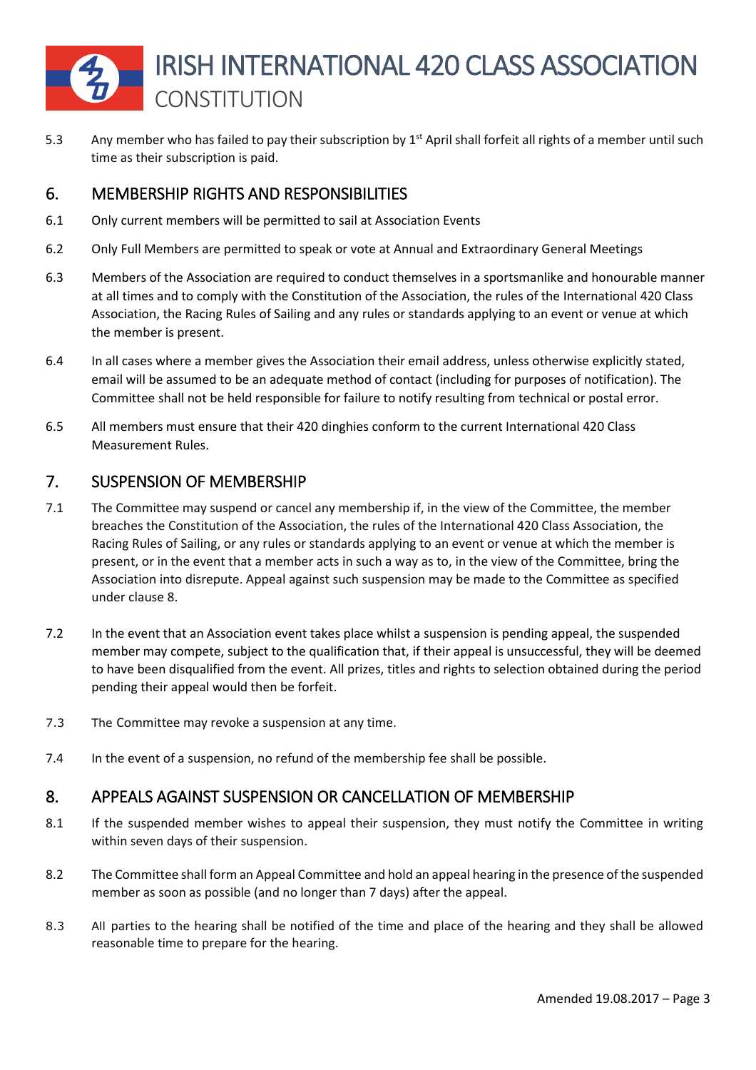5.3 Any member who has failed to pay their subscription by 1st April shall forfeit all rights of a member until such time as their subscription is paid.

## 6. MEMBERSHIP RIGHTS AND RESPONSIBILITIES

6.1 Only current members will be permitted to sail at Association Events

6.2 Only Full Members are permitted to speak or vote at Annual and Extraordinary General Meetings

6.3 Members of the Association are required to conduct themselves in a sportsmanlike and honourable manner at all times and to comply with the Constitution of the Association, the rules of the International 420 Class Association, the Racing Rules of Sailing and any rules or standards applying to an event or venue at which the member is present.

6.4 In all cases where a member gives the Association their email address, unless otherwise explicitly stated, email will be assumed to be an adequate method of contact (including for purposes of notification). The Committee shall not be held responsible for failure to notify resulting from technical or postal error.

6.5 All members must ensure that their 420 dinghies conform to the current International 420 Class Measurement Rules.

## 7. SUSPENSION OF MEMBERSHIP

7.1 The Committee may suspend or cancel any membership if, in the view of the Committee, the member breaches the Constitution of the Association, the rules of the International 420 Class Association, the Racing Rules of Sailing, or any rules or standards applying to an event or venue at which the member is present, or in the event that a member acts in such a way as to, in the view of the Committee, bring the Association into disrepute. Appeal against such suspension may be made to the Committee as specified under clause 8.

7.2 In the event that an Association event takes place whilst a suspension is pending appeal, the suspended member may compete, subject to the qualification that, if their appeal is unsuccessful, they will be deemed to have been disqualified from the event. All prizes, titles and rights to selection obtained during the period pending their appeal would then be forfeit.

7.3 The Committee may revoke a suspension at any time.

7.4 In the event of a suspension, no refund of the membership fee shall be possible.

## 8. APPEALS AGAINST SUSPENSION OR CANCELLATION OF MEMBERSHIP

8.1 If the suspended member wishes to appeal their suspension, they must notify the Committee in writing within seven days of their suspension.

8.2 The Committee shall form an Appeal Committee and hold an appeal hearing in the presence of the suspended member as soon as possible (and no longer than 7 days) after the appeal.

8.3 All parties to the hearing shall be notified of the time and place of the hearing and they shall be allowed reasonable time to prepare for the hearing.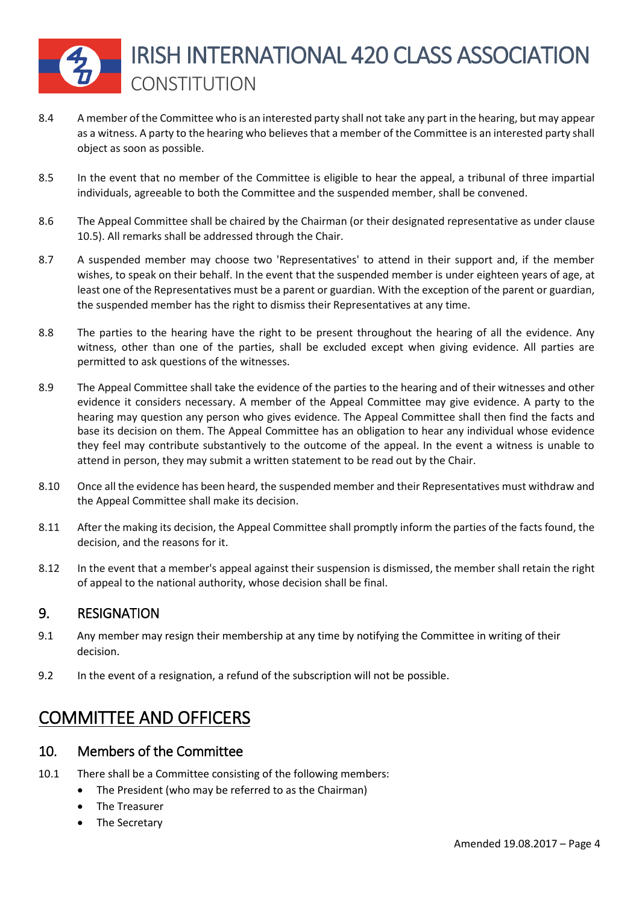8.4 A member of the Committee who is an interested party shall not take any part in the hearing, but may appear as a witness. A party to the hearing who believes that a member of the Committee is an interested party shall object as soon as possible.

8.5 In the event that no member of the Committee is eligible to hear the appeal, a tribunal of three impartial individuals, agreeable to both the Committee and the suspended member, shall be convened.

8.6 The Appeal Committee shall be chaired by the Chairman (or their designated representative as under clause 10.5). All remarks shall be addressed through the Chair.

8.7 A suspended member may choose two 'Representatives' to attend in their support and, if the member wishes, to speak on their behalf. In the event that the suspended member is under eighteen years of age, at least one of the Representatives must be a parent or guardian. With the exception of the parent or guardian, the suspended member has the right to dismiss their Representatives at any time.

8.8 The parties to the hearing have the right to be present throughout the hearing of all the evidence. Any witness, other than one of the parties, shall be excluded except when giving evidence. All parties are permitted to ask questions of the witnesses.

8.9 The Appeal Committee shall take the evidence of the parties to the hearing and of their witnesses and other evidence it considers necessary. A member of the Appeal Committee may give evidence. A party to the hearing may question any person who gives evidence. The Appeal Committee shall then find the facts and base its decision on them. The Appeal Committee has an obligation to hear any individual whose evidence they feel may contribute substantively to the outcome of the appeal. In the event a witness is unable to attend in person, they may submit a written statement to be read out by the Chair.

8.10 Once all the evidence has been heard, the suspended member and their Representatives must withdraw and the Appeal Committee shall make its decision.

8.11 After the making its decision, the Appeal Committee shall promptly inform the parties of the facts found, the decision, and the reasons for it.

8.12 In the event that a member's appeal against their suspension is dismissed, the member shall retain the right of appeal to the national authority, whose decision shall be final.

## 9. RESIGNATION

9.1 Any member may resign their membership at any time by notifying the Committee in writing of their decision.

9.2 In the event of a resignation, a refund of the subscription will not be possible.

# COMMITTEE AND OFFICERS

## 10. Members of the Committee

10.1 There shall be a Committee consisting of the following members:

- The President (who may be referred to as the Chairman)
- The Treasurer
- The Secretary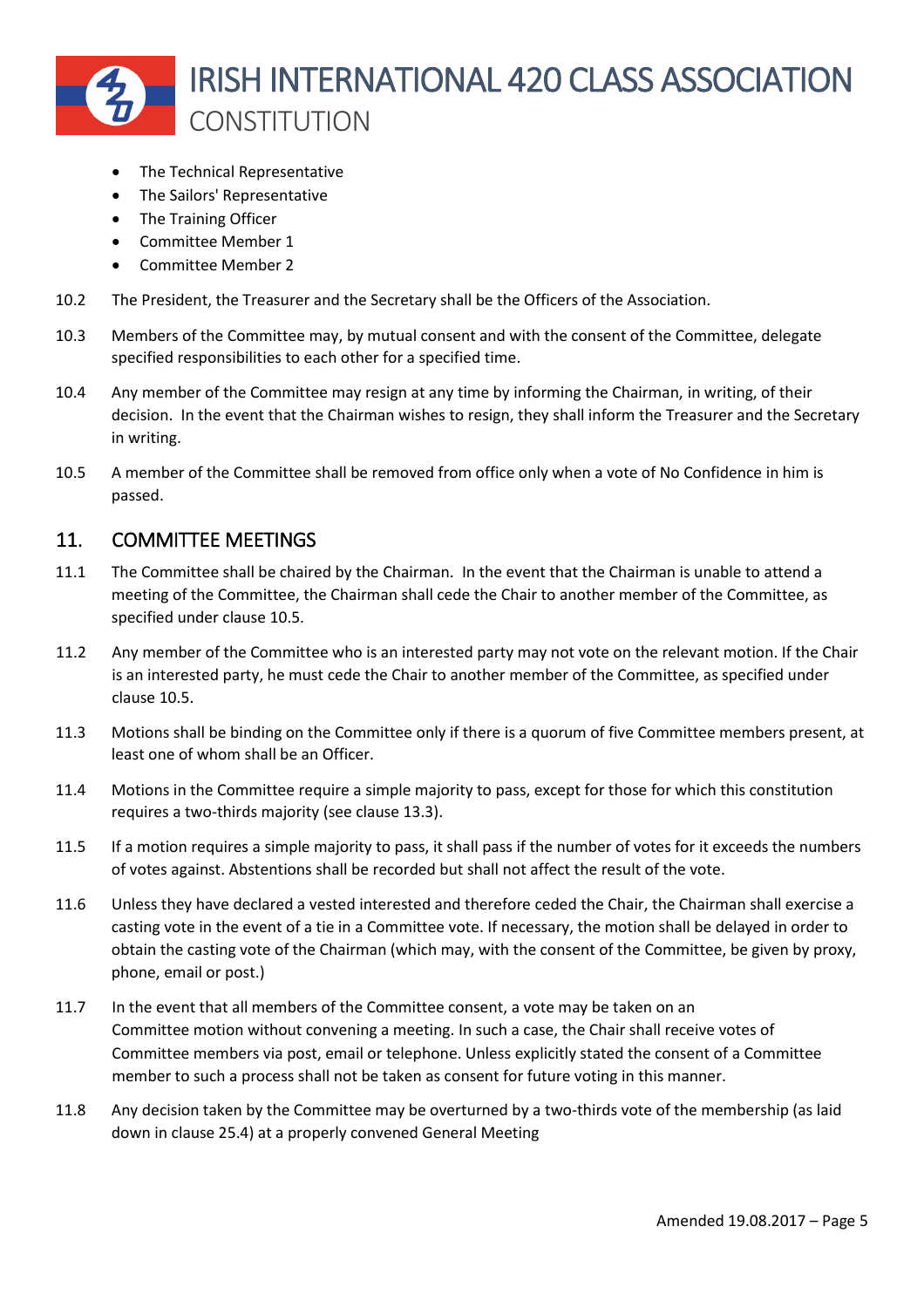- The Technical Representative
- The Sailors' Representative
- The Training Officer
- Committee Member 1
- Committee Member 2

10.2 The President, the Treasurer and the Secretary shall be the Officers of the Association.

10.3 Members of the Committee may, by mutual consent and with the consent of the Committee, delegate specified responsibilities to each other for a specified time.

10.4 Any member of the Committee may resign at any time by informing the Chairman, in writing, of their decision. In the event that the Chairman wishes to resign, they shall inform the Treasurer and the Secretary in writing.

10.5 A member of the Committee shall be removed from office only when a vote of No Confidence in him is passed.

## 11. COMMITTEE MEETINGS

11.1 The Committee shall be chaired by the Chairman. In the event that the Chairman is unable to attend a meeting of the Committee, the Chairman shall cede the Chair to another member of the Committee, as specified under clause 10.5.

11.2 Any member of the Committee who is an interested party may not vote on the relevant motion. If the Chair is an interested party, he must cede the Chair to another member of the Committee, as specified under clause 10.5.

11.3 Motions shall be binding on the Committee only if there is a quorum of five Committee members present, at least one of whom shall be an Officer.

11.4 Motions in the Committee require a simple majority to pass, except for those for which this constitution requires a two-thirds majority (see clause 13.3).

11.5 If a motion requires a simple majority to pass, it shall pass if the number of votes for it exceeds the numbers of votes against. Abstentions shall be recorded but shall not affect the result of the vote.

11.6 Unless they have declared a vested interested and therefore ceded the Chair, the Chairman shall exercise a casting vote in the event of a tie in a Committee vote. If necessary, the motion shall be delayed in order to obtain the casting vote of the Chairman (which may, with the consent of the Committee, be given by proxy, phone, email or post.)

11.7 In the event that all members of the Committee consent, a vote may be taken on an Committee motion without convening a meeting. In such a case, the Chair shall receive votes of Committee members via post, email or telephone. Unless explicitly stated the consent of a Committee member to such a process shall not be taken as consent for future voting in this manner.

11.8 Any decision taken by the Committee may be overturned by a two-thirds vote of the membership (as laid down in clause 25.4) at a properly convened General Meeting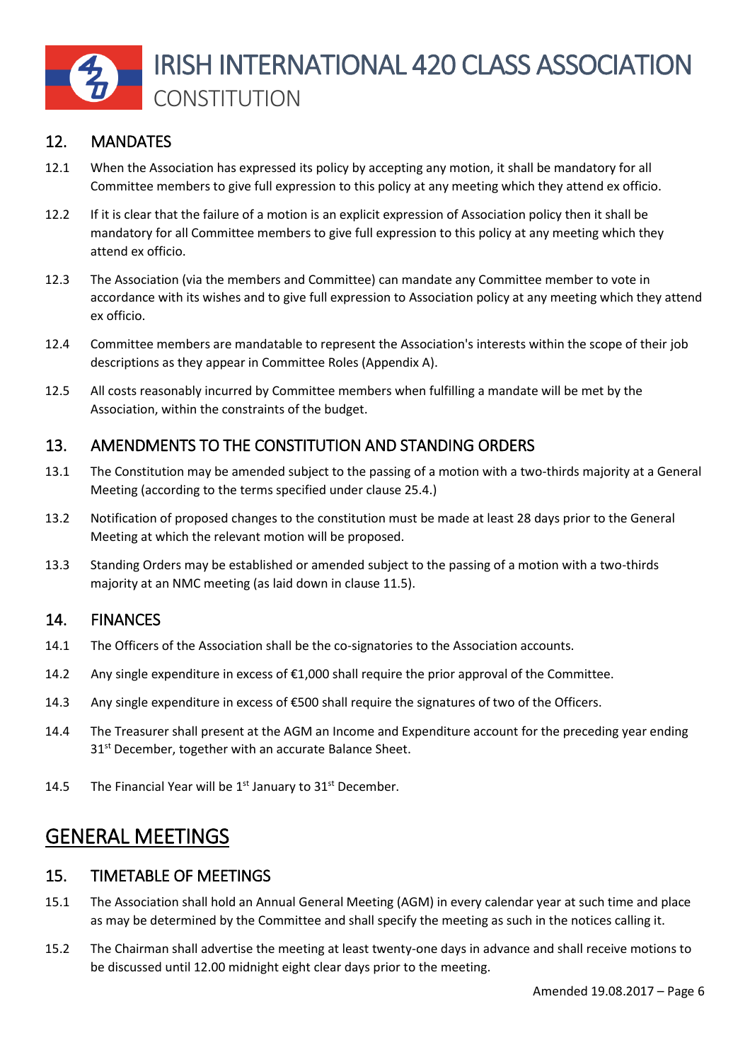## 12. MANDATES

12.1 When the Association has expressed its policy by accepting any motion, it shall be mandatory for all Committee members to give full expression to this policy at any meeting which they attend ex officio.

12.2 If it is clear that the failure of a motion is an explicit expression of Association policy then it shall be mandatory for all Committee members to give full expression to this policy at any meeting which they attend ex officio.

12.3 The Association (via the members and Committee) can mandate any Committee member to vote in accordance with its wishes and to give full expression to Association policy at any meeting which they attend ex officio.

12.4 Committee members are mandatable to represent the Association's interests within the scope of their job descriptions as they appear in Committee Roles (Appendix A).

12.5 All costs reasonably incurred by Committee members when fulfilling a mandate will be met by the Association, within the constraints of the budget.

## 13. AMENDMENTS TO THE CONSTITUTION AND STANDING ORDERS

13.1 The Constitution may be amended subject to the passing of a motion with a two-thirds majority at a General Meeting (according to the terms specified under clause 25.4.)

13.2 Notification of proposed changes to the constitution must be made at least 28 days prior to the General Meeting at which the relevant motion will be proposed.

13.3 Standing Orders may be established or amended subject to the passing of a motion with a two-thirds majority at an NMC meeting (as laid down in clause 11.5).

## 14. FINANCES

14.1 The Officers of the Association shall be the co-signatories to the Association accounts.

14.2 Any single expenditure in excess of €1,000 shall require the prior approval of the Committee.

14.3 Any single expenditure in excess of €500 shall require the signatures of two of the Officers.

14.4 The Treasurer shall present at the AGM an Income and Expenditure account for the preceding year ending 31st December, together with an accurate Balance Sheet.

14.5 The Financial Year will be 1st January to 31st December.

# GENERAL MEETINGS

## 15. TIMETABLE OF MEETINGS

15.1 The Association shall hold an Annual General Meeting (AGM) in every calendar year at such time and place as may be determined by the Committee and shall specify the meeting as such in the notices calling it.

15.2 The Chairman shall advertise the meeting at least twenty-one days in advance and shall receive motions to be discussed until 12.00 midnight eight clear days prior to the meeting.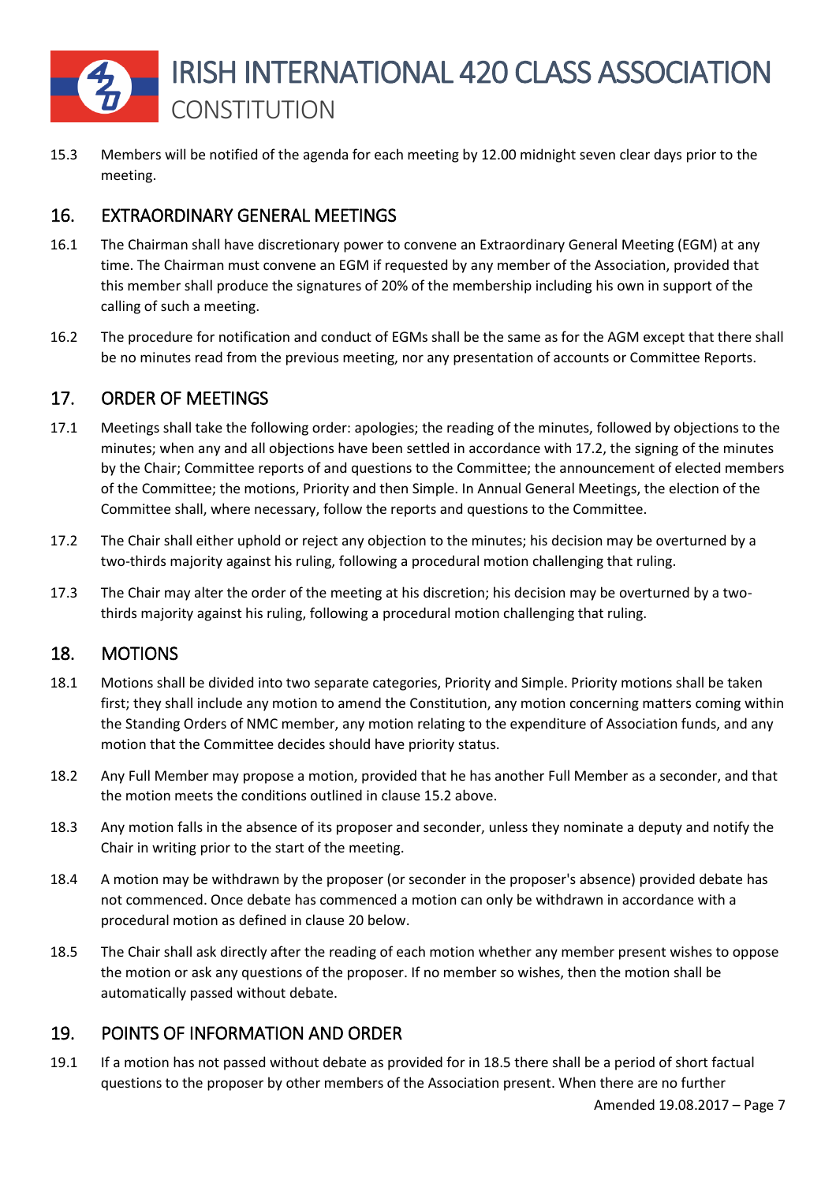15.3 Members will be notified of the agenda for each meeting by 12.00 midnight seven clear days prior to the meeting.

## 16. EXTRAORDINARY GENERAL MEETINGS

16.1 The Chairman shall have discretionary power to convene an Extraordinary General Meeting (EGM) at any time. The Chairman must convene an EGM if requested by any member of the Association, provided that this member shall produce the signatures of 20% of the membership including his own in support of the calling of such a meeting.

16.2 The procedure for notification and conduct of EGMs shall be the same as for the AGM except that there shall be no minutes read from the previous meeting, nor any presentation of accounts or Committee Reports.

## 17. ORDER OF MEETINGS

17.1 Meetings shall take the following order: apologies; the reading of the minutes, followed by objections to the minutes; when any and all objections have been settled in accordance with 17.2, the signing of the minutes by the Chair; Committee reports of and questions to the Committee; the announcement of elected members of the Committee; the motions, Priority and then Simple. In Annual General Meetings, the election of the Committee shall, where necessary, follow the reports and questions to the Committee.

17.2 The Chair shall either uphold or reject any objection to the minutes; his decision may be overturned by a two-thirds majority against his ruling, following a procedural motion challenging that ruling.

17.3 The Chair may alter the order of the meeting at his discretion; his decision may be overturned by a two-thirds majority against his ruling, following a procedural motion challenging that ruling.

## 18. MOTIONS

18.1 Motions shall be divided into two separate categories, Priority and Simple. Priority motions shall be taken first; they shall include any motion to amend the Constitution, any motion concerning matters coming within the Standing Orders of NMC member, any motion relating to the expenditure of Association funds, and any motion that the Committee decides should have priority status.

18.2 Any Full Member may propose a motion, provided that he has another Full Member as a seconder, and that the motion meets the conditions outlined in clause 15.2 above.

18.3 Any motion falls in the absence of its proposer and seconder, unless they nominate a deputy and notify the Chair in writing prior to the start of the meeting.

18.4 A motion may be withdrawn by the proposer (or seconder in the proposer's absence) provided debate has not commenced. Once debate has commenced a motion can only be withdrawn in accordance with a procedural motion as defined in clause 20 below.

18.5 The Chair shall ask directly after the reading of each motion whether any member present wishes to oppose the motion or ask any questions of the proposer. If no member so wishes, then the motion shall be automatically passed without debate.

## 19. POINTS OF INFORMATION AND ORDER

19.1 If a motion has not passed without debate as provided for in 18.5 there shall be a period of short factual questions to the proposer by other members of the Association present. When there are no further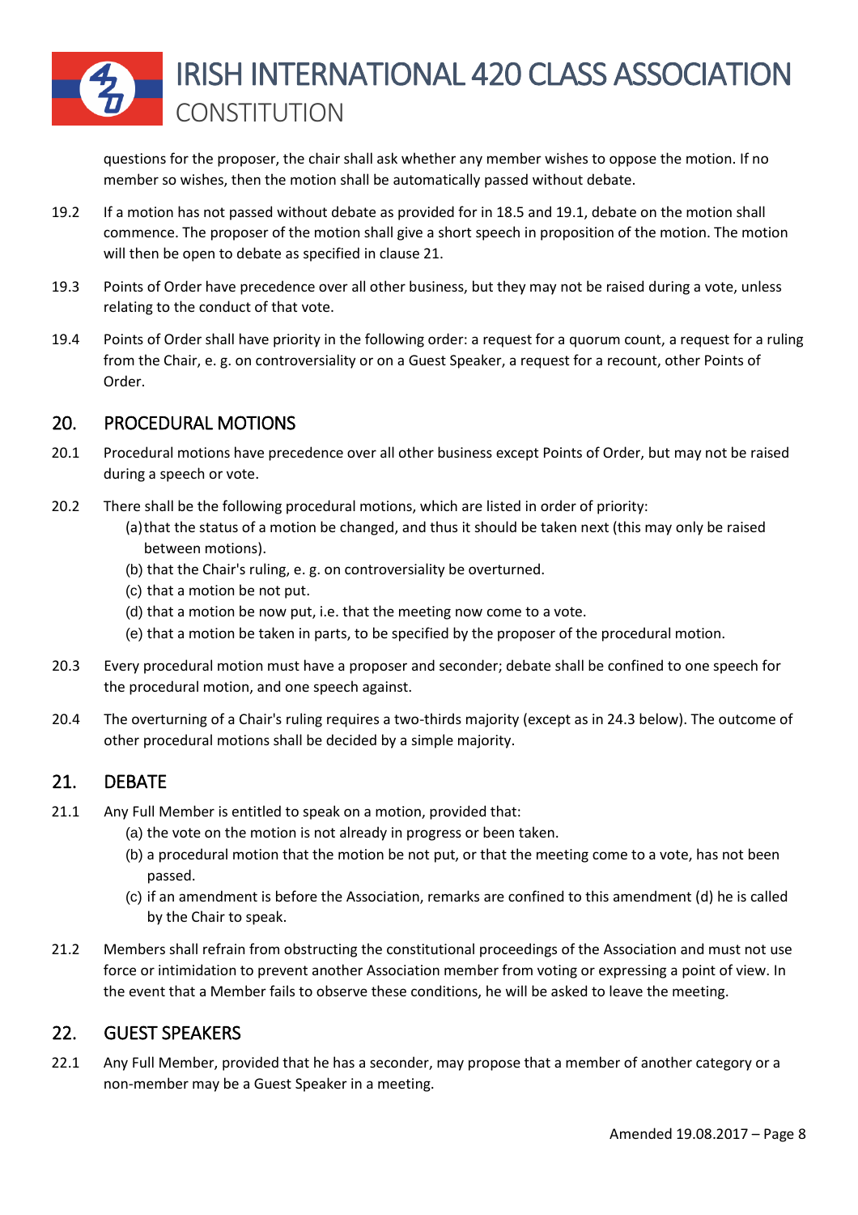questions for the proposer, the chair shall ask whether any member wishes to oppose the motion. If no member so wishes, then the motion shall be automatically passed without debate.

19.2 If a motion has not passed without debate as provided for in 18.5 and 19.1, debate on the motion shall commence. The proposer of the motion shall give a short speech in proposition of the motion. The motion will then be open to debate as specified in clause 21.

19.3 Points of Order have precedence over all other business, but they may not be raised during a vote, unless relating to the conduct of that vote.

19.4 Points of Order shall have priority in the following order: a request for a quorum count, a request for a ruling from the Chair, e. g. on controversiality or on a Guest Speaker, a request for a recount, other Points of Order.

## 20. PROCEDURAL MOTIONS

20.1 Procedural motions have precedence over all other business except Points of Order, but may not be raised during a speech or vote.

20.2 There shall be the following procedural motions, which are listed in order of priority:

(a) that the status of a motion be changed, and thus it should be taken next (this may only be raised between motions).

(b) that the Chair's ruling, e. g. on controversiality be overturned.

(c) that a motion be not put.

(d) that a motion be now put, i.e. that the meeting now come to a vote.

(e) that a motion be taken in parts, to be specified by the proposer of the procedural motion.

20.3 Every procedural motion must have a proposer and seconder; debate shall be confined to one speech for the procedural motion, and one speech against.

20.4 The overturning of a Chair's ruling requires a two-thirds majority (except as in 24.3 below). The outcome of other procedural motions shall be decided by a simple majority.

## 21. DEBATE

21.1 Any Full Member is entitled to speak on a motion, provided that:

(a) the vote on the motion is not already in progress or been taken.

(b) a procedural motion that the motion be not put, or that the meeting come to a vote, has not been passed.

(c) if an amendment is before the Association, remarks are confined to this amendment (d) he is called by the Chair to speak.

21.2 Members shall refrain from obstructing the constitutional proceedings of the Association and must not use force or intimidation to prevent another Association member from voting or expressing a point of view. In the event that a Member fails to observe these conditions, he will be asked to leave the meeting.

## 22. GUEST SPEAKERS

22.1 Any Full Member, provided that he has a seconder, may propose that a member of another category or a non-member may be a Guest Speaker in a meeting.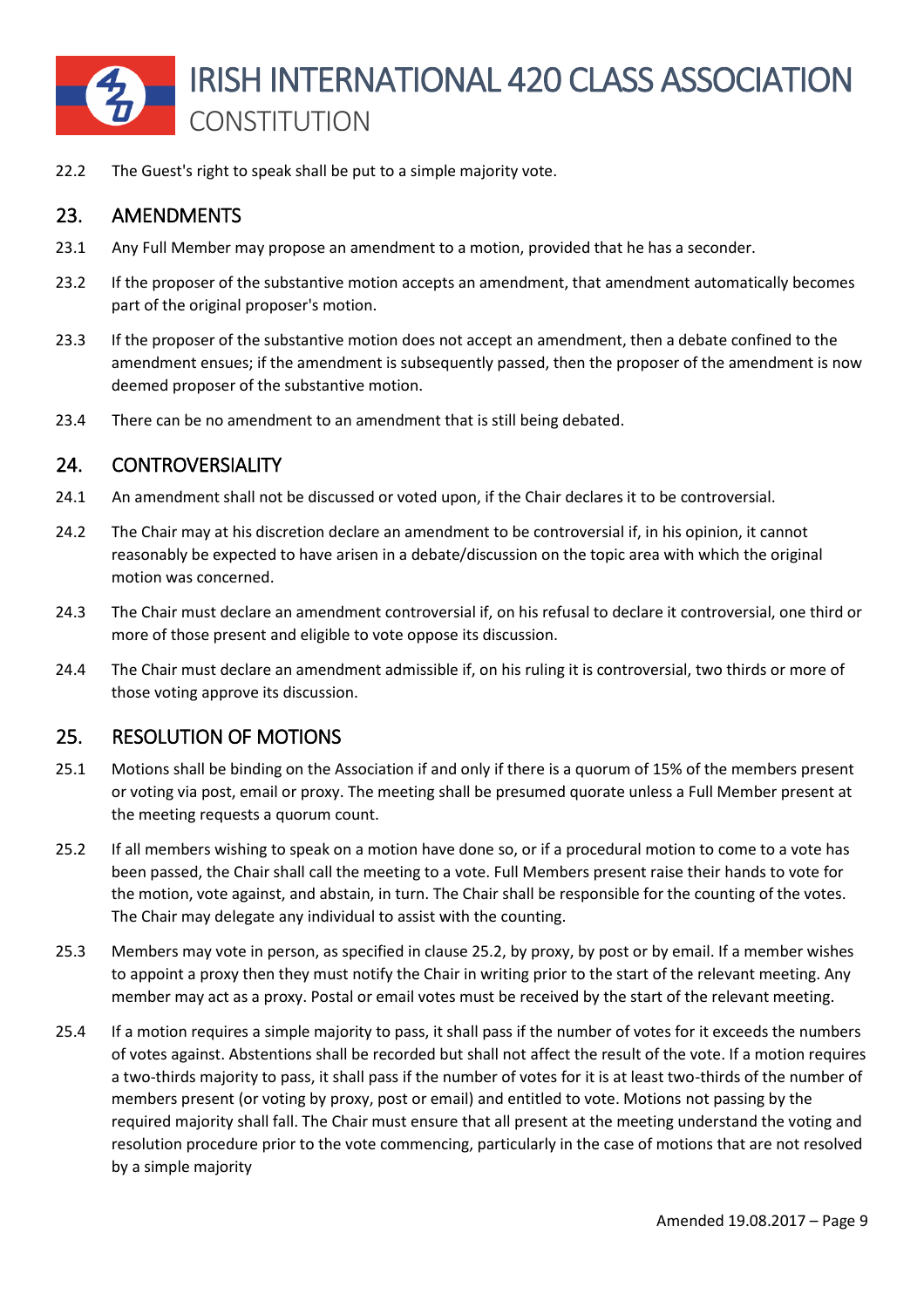22.2 The Guest's right to speak shall be put to a simple majority vote.

## 23. AMENDMENTS

23.1 Any Full Member may propose an amendment to a motion, provided that he has a seconder.

23.2 If the proposer of the substantive motion accepts an amendment, that amendment automatically becomes part of the original proposer's motion.

23.3 If the proposer of the substantive motion does not accept an amendment, then a debate confined to the amendment ensues; if the amendment is subsequently passed, then the proposer of the amendment is now deemed proposer of the substantive motion.

23.4 There can be no amendment to an amendment that is still being debated.

## 24. CONTROVERSIALITY

24.1 An amendment shall not be discussed or voted upon, if the Chair declares it to be controversial.

24.2 The Chair may at his discretion declare an amendment to be controversial if, in his opinion, it cannot reasonably be expected to have arisen in a debate/discussion on the topic area with which the original motion was concerned.

24.3 The Chair must declare an amendment controversial if, on his refusal to declare it controversial, one third or more of those present and eligible to vote oppose its discussion.

24.4 The Chair must declare an amendment admissible if, on his ruling it is controversial, two thirds or more of those voting approve its discussion.

## 25. RESOLUTION OF MOTIONS

25.1 Motions shall be binding on the Association if and only if there is a quorum of 15% of the members present or voting via post, email or proxy. The meeting shall be presumed quorate unless a Full Member present at the meeting requests a quorum count.

25.2 If all members wishing to speak on a motion have done so, or if a procedural motion to come to a vote has been passed, the Chair shall call the meeting to a vote. Full Members present raise their hands to vote for the motion, vote against, and abstain, in turn. The Chair shall be responsible for the counting of the votes. The Chair may delegate any individual to assist with the counting.

25.3 Members may vote in person, as specified in clause 25.2, by proxy, by post or by email. If a member wishes to appoint a proxy then they must notify the Chair in writing prior to the start of the relevant meeting. Any member may act as a proxy. Postal or email votes must be received by the start of the relevant meeting.

25.4 If a motion requires a simple majority to pass, it shall pass if the number of votes for it exceeds the numbers of votes against. Abstentions shall be recorded but shall not affect the result of the vote. If a motion requires a two-thirds majority to pass, it shall pass if the number of votes for it is at least two-thirds of the number of members present (or voting by proxy, post or email) and entitled to vote. Motions not passing by the required majority shall fall. The Chair must ensure that all present at the meeting understand the voting and resolution procedure prior to the vote commencing, particularly in the case of motions that are not resolved by a simple majority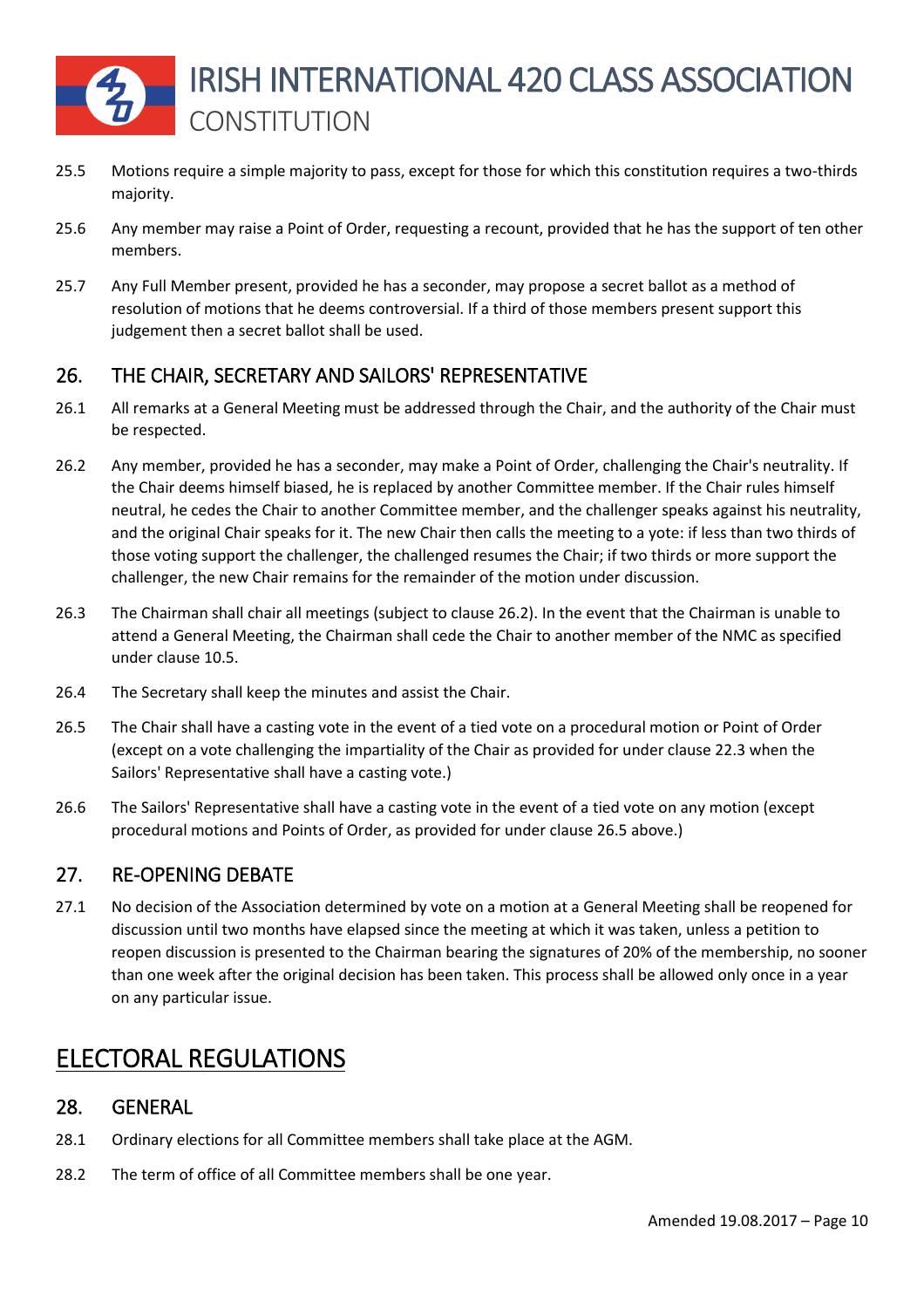25.5 Motions require a simple majority to pass, except for those for which this constitution requires a two-thirds majority.

25.6 Any member may raise a Point of Order, requesting a recount, provided that he has the support of ten other members.

25.7 Any Full Member present, provided he has a seconder, may propose a secret ballot as a method of resolution of motions that he deems controversial. If a third of those members present support this judgement then a secret ballot shall be used.

## 26. THE CHAIR, SECRETARY AND SAILORS' REPRESENTATIVE

26.1 All remarks at a General Meeting must be addressed through the Chair, and the authority of the Chair must be respected.

26.2 Any member, provided he has a seconder, may make a Point of Order, challenging the Chair's neutrality. If the Chair deems himself biased, he is replaced by another Committee member. If the Chair rules himself neutral, he cedes the Chair to another Committee member, and the challenger speaks against his neutrality, and the original Chair speaks for it. The new Chair then calls the meeting to a vote: if less than two thirds of those voting support the challenger, the challenged resumes the Chair; if two thirds or more support the challenger, the new Chair remains for the remainder of the motion under discussion.

26.3 The Chairman shall chair all meetings (subject to clause 26.2). In the event that the Chairman is unable to attend a General Meeting, the Chairman shall cede the Chair to another member of the NMC as specified under clause 10.5.

26.4 The Secretary shall keep the minutes and assist the Chair.

26.5 The Chair shall have a casting vote in the event of a tied vote on a procedural motion or Point of Order (except on a vote challenging the impartiality of the Chair as provided for under clause 22.3 when the Sailors' Representative shall have a casting vote.)

26.6 The Sailors' Representative shall have a casting vote in the event of a tied vote on any motion (except procedural motions and Points of Order, as provided for under clause 26.5 above.)

## 27. RE-OPENING DEBATE

27.1 No decision of the Association determined by vote on a motion at a General Meeting shall be reopened for discussion until two months have elapsed since the meeting at which it was taken, unless a petition to reopen discussion is presented to the Chairman bearing the signatures of 20% of the membership, no sooner than one week after the original decision has been taken. This process shall be allowed only once in a year on any particular issue.

# ELECTORAL REGULATIONS

## 28. GENERAL

28.1 Ordinary elections for all Committee members shall take place at the AGM.

28.2 The term of office of all Committee members shall be one year.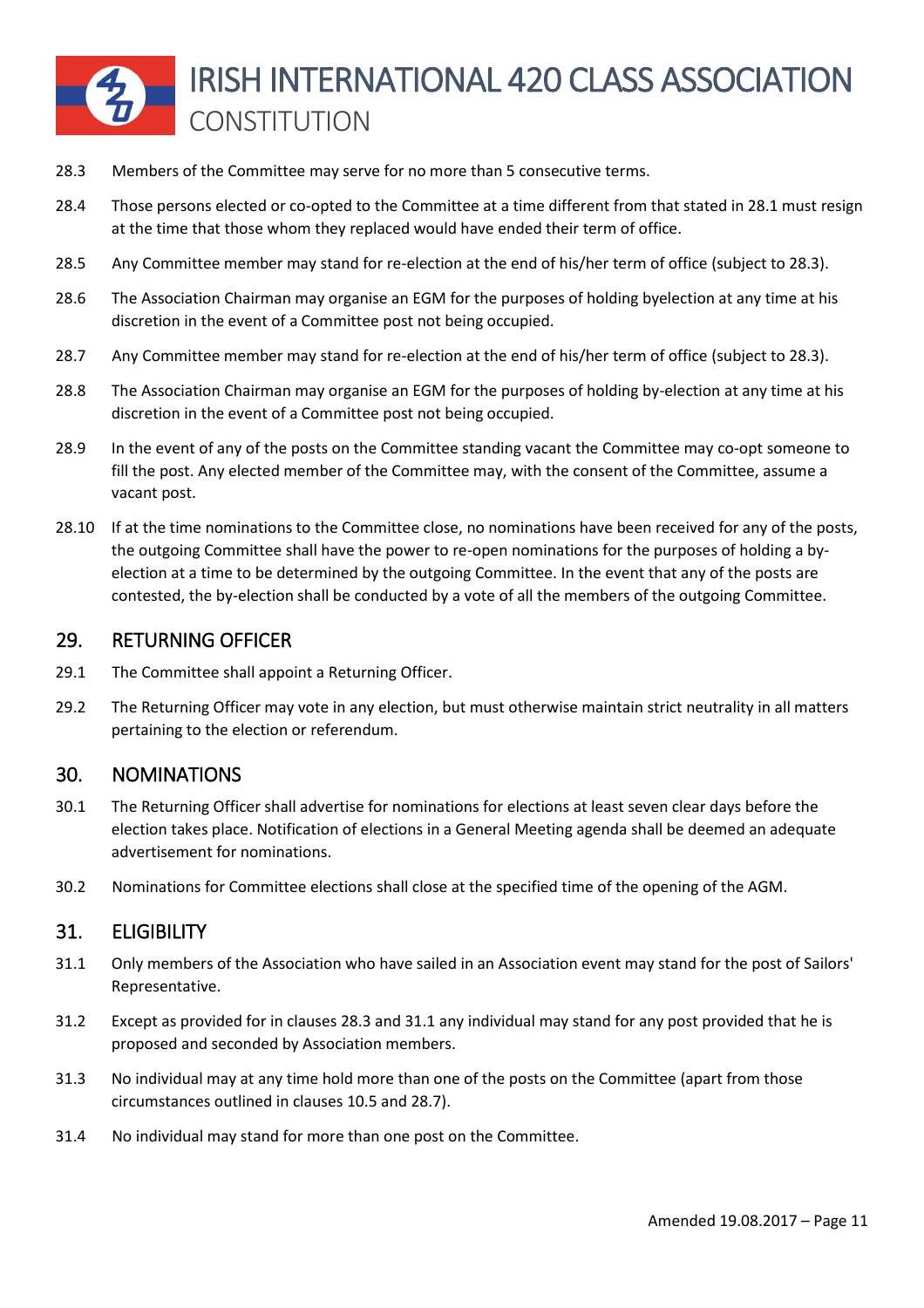28.3 Members of the Committee may serve for no more than 5 consecutive terms.

28.4 Those persons elected or co-opted to the Committee at a time different from that stated in 28.1 must resign at the time that those whom they replaced would have ended their term of office.

28.5 Any Committee member may stand for re-election at the end of his/her term of office (subject to 28.3).

28.6 The Association Chairman may organise an EGM for the purposes of holding byelection at any time at his discretion in the event of a Committee post not being occupied.

28.7 Any Committee member may stand for re-election at the end of his/her term of office (subject to 28.3).

28.8 The Association Chairman may organise an EGM for the purposes of holding by-election at any time at his discretion in the event of a Committee post not being occupied.

28.9 In the event of any of the posts on the Committee standing vacant the Committee may co-opt someone to fill the post. Any elected member of the Committee may, with the consent of the Committee, assume a vacant post.

28.10 If at the time nominations to the Committee close, no nominations have been received for any of the posts, the outgoing Committee shall have the power to re-open nominations for the purposes of holding a by-election at a time to be determined by the outgoing Committee. In the event that any of the posts are contested, the by-election shall be conducted by a vote of all the members of the outgoing Committee.

## 29. RETURNING OFFICER

29.1 The Committee shall appoint a Returning Officer.

29.2 The Returning Officer may vote in any election, but must otherwise maintain strict neutrality in all matters pertaining to the election or referendum.

## 30. NOMINATIONS

30.1 The Returning Officer shall advertise for nominations for elections at least seven clear days before the election takes place. Notification of elections in a General Meeting agenda shall be deemed an adequate advertisement for nominations.

30.2 Nominations for Committee elections shall close at the specified time of the opening of the AGM.

## 31. ELIGIBILITY

31.1 Only members of the Association who have sailed in an Association event may stand for the post of Sailors' Representative.

31.2 Except as provided for in clauses 28.3 and 31.1 any individual may stand for any post provided that he is proposed and seconded by Association members.

31.3 No individual may at any time hold more than one of the posts on the Committee (apart from those circumstances outlined in clauses 10.5 and 28.7).

31.4 No individual may stand for more than one post on the Committee.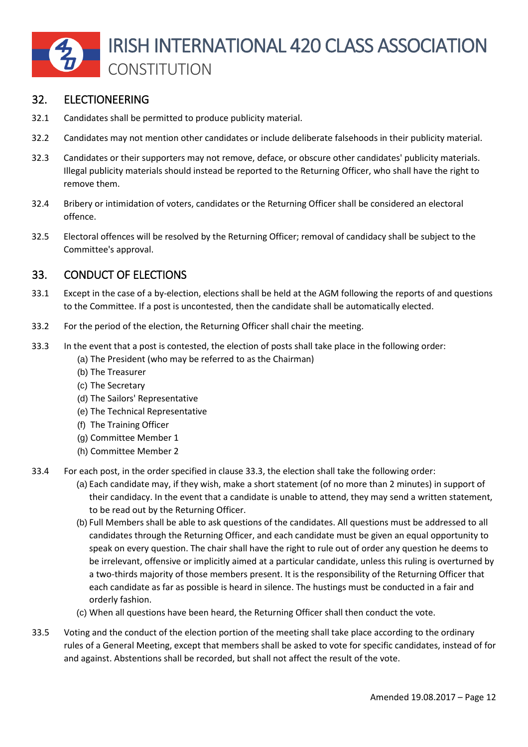## 32. ELECTIONEERING

32.1 Candidates shall be permitted to produce publicity material.

32.2 Candidates may not mention other candidates or include deliberate falsehoods in their publicity material.

32.3 Candidates or their supporters may not remove, deface, or obscure other candidates' publicity materials. Illegal publicity materials should instead be reported to the Returning Officer, who shall have the right to remove them.

32.4 Bribery or intimidation of voters, candidates or the Returning Officer shall be considered an electoral offence.

32.5 Electoral offences will be resolved by the Returning Officer; removal of candidacy shall be subject to the Committee's approval.

## 33. CONDUCT OF ELECTIONS

33.1 Except in the case of a by-election, elections shall be held at the AGM following the reports of and questions to the Committee. If a post is uncontested, then the candidate shall be automatically elected.

33.2 For the period of the election, the Returning Officer shall chair the meeting.

33.3 In the event that a post is contested, the election of posts shall take place in the following order:

(a) The President (who may be referred to as the Chairman)
(b) The Treasurer
(c) The Secretary
(d) The Sailors' Representative
(e) The Technical Representative
(f) The Training Officer
(g) Committee Member 1
(h) Committee Member 2

33.4 For each post, in the order specified in clause 33.3, the election shall take the following order:

(a) Each candidate may, if they wish, make a short statement (of no more than 2 minutes) in support of their candidacy. In the event that a candidate is unable to attend, they may send a written statement, to be read out by the Returning Officer.
(b) Full Members shall be able to ask questions of the candidates. All questions must be addressed to all candidates through the Returning Officer, and each candidate must be given an equal opportunity to speak on every question. The chair shall have the right to rule out of order any question he deems to be irrelevant, offensive or implicitly aimed at a particular candidate, unless this ruling is overturned by a two-thirds majority of those members present. It is the responsibility of the Returning Officer that each candidate as far as possible is heard in silence. The hustings must be conducted in a fair and orderly fashion.
(c) When all questions have been heard, the Returning Officer shall then conduct the vote.

33.5 Voting and the conduct of the election portion of the meeting shall take place according to the ordinary rules of a General Meeting, except that members shall be asked to vote for specific candidates, instead of for and against. Abstentions shall be recorded, but shall not affect the result of the vote.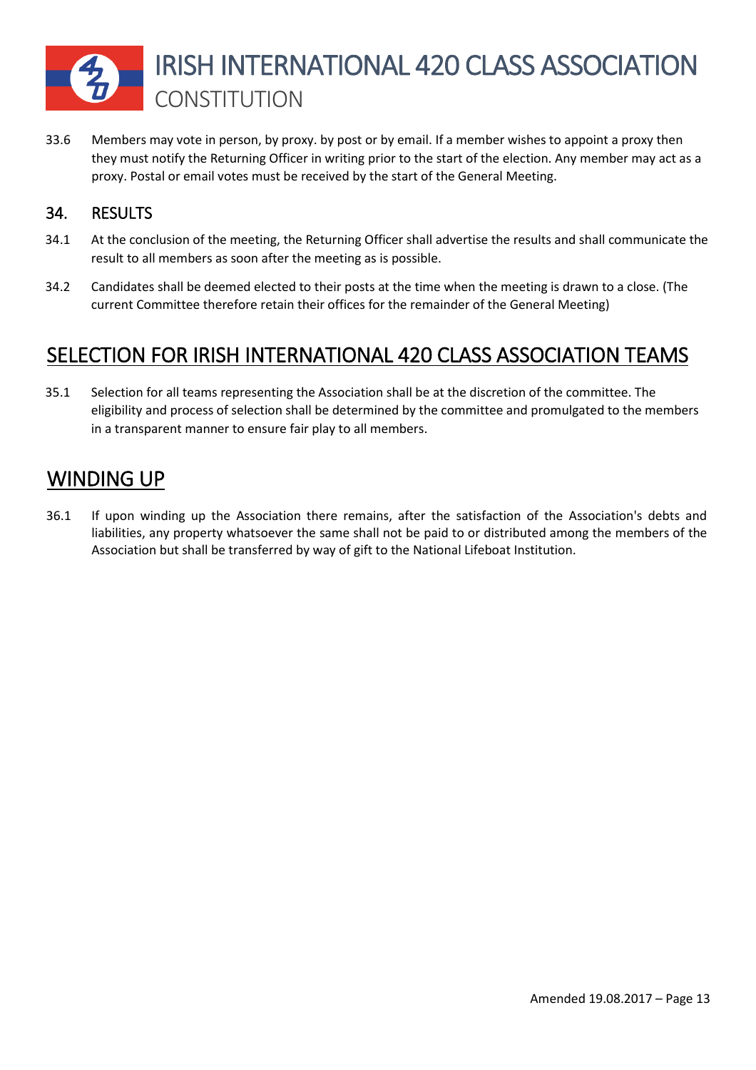33.6 Members may vote in person, by proxy. by post or by email. If a member wishes to appoint a proxy then they must notify the Returning Officer in writing prior to the start of the election. Any member may act as a proxy. Postal or email votes must be received by the start of the General Meeting.

## 34. RESULTS

34.1 At the conclusion of the meeting, the Returning Officer shall advertise the results and shall communicate the result to all members as soon after the meeting as is possible.

34.2 Candidates shall be deemed elected to their posts at the time when the meeting is drawn to a close. (The current Committee therefore retain their offices for the remainder of the General Meeting)

# SELECTION FOR IRISH INTERNATIONAL 420 CLASS ASSOCIATION TEAMS

35.1 Selection for all teams representing the Association shall be at the discretion of the committee. The eligibility and process of selection shall be determined by the committee and promulgated to the members in a transparent manner to ensure fair play to all members.

# WINDING UP

36.1 If upon winding up the Association there remains, after the satisfaction of the Association's debts and liabilities, any property whatsoever the same shall not be paid to or distributed among the members of the Association but shall be transferred by way of gift to the National Lifeboat Institution.